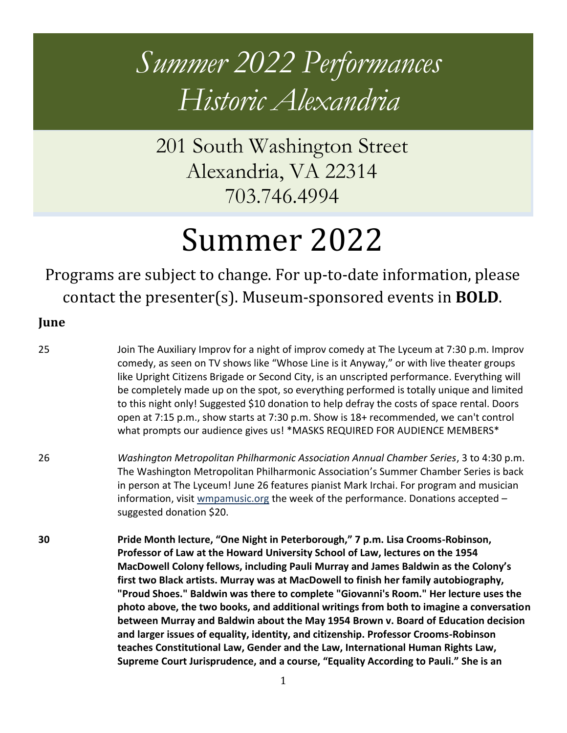# *Summer 2022 Performances Historic Alexandria*

201 South Washington Street
Alexandria, VA 22314
703.746.4994

# Summer 2022

Programs are subject to change. For up-to-date information, please contact the presenter(s). Museum-sponsored events in **BOLD**.

## June

25 Join The Auxiliary Improv for a night of improv comedy at The Lyceum at 7:30 p.m. Improv comedy, as seen on TV shows like "Whose Line is it Anyway," or with live theater groups like Upright Citizens Brigade or Second City, is an unscripted performance. Everything will be completely made up on the spot, so everything performed is totally unique and limited to this night only! Suggested $10 donation to help defray the costs of space rental. Doors open at 7:15 p.m., show starts at 7:30 p.m. Show is 18+ recommended, we can't control what prompts our audience gives us! *MASKS REQUIRED FOR AUDIENCE MEMBERS*

26 *Washington Metropolitan Philharmonic Association Annual Chamber Series*, 3 to 4:30 p.m. The Washington Metropolitan Philharmonic Association's Summer Chamber Series is back in person at The Lyceum! June 26 features pianist Mark Irchai. For program and musician information, visit [wmpamusic.org](wmpamusic.org) the week of the performance. Donations accepted – suggested donation $20.

**30 Pride Month lecture, "One Night in Peterborough," 7 p.m. Lisa Crooms-Robinson, Professor of Law at the Howard University School of Law, lectures on the 1954 MacDowell Colony fellows, including Pauli Murray and James Baldwin as the Colony's first two Black artists. Murray was at MacDowell to finish her family autobiography, "Proud Shoes." Baldwin was there to complete "Giovanni's Room." Her lecture uses the photo above, the two books, and additional writings from both to imagine a conversation between Murray and Baldwin about the May 1954 Brown v. Board of Education decision and larger issues of equality, identity, and citizenship. Professor Crooms-Robinson teaches Constitutional Law, Gender and the Law, International Human Rights Law, Supreme Court Jurisprudence, and a course, "Equality According to Pauli." She is an**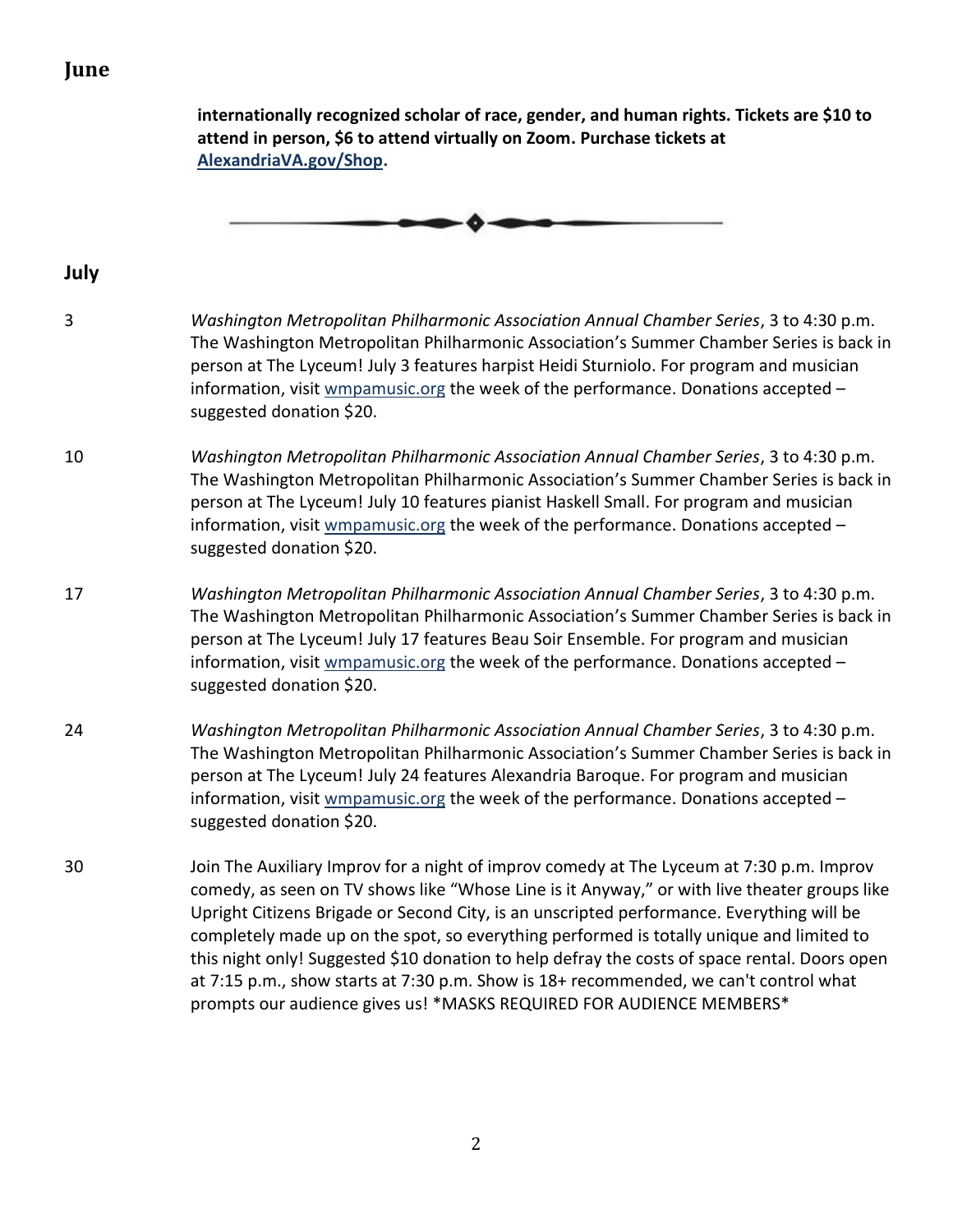## June

**internationally recognized scholar of race, gender, and human rights. Tickets are $10 to attend in person, $6 to attend virtually on Zoom. Purchase tickets at AlexandriaVA.gov/Shop.**

## July

3 — *Washington Metropolitan Philharmonic Association Annual Chamber Series*, 3 to 4:30 p.m. The Washington Metropolitan Philharmonic Association's Summer Chamber Series is back in person at The Lyceum! July 3 features harpist Heidi Sturniolo. For program and musician information, visit wmpamusic.org the week of the performance. Donations accepted – suggested donation $20.

10 — *Washington Metropolitan Philharmonic Association Annual Chamber Series*, 3 to 4:30 p.m. The Washington Metropolitan Philharmonic Association's Summer Chamber Series is back in person at The Lyceum! July 10 features pianist Haskell Small. For program and musician information, visit wmpamusic.org the week of the performance. Donations accepted – suggested donation $20.

17 — *Washington Metropolitan Philharmonic Association Annual Chamber Series*, 3 to 4:30 p.m. The Washington Metropolitan Philharmonic Association's Summer Chamber Series is back in person at The Lyceum! July 17 features Beau Soir Ensemble. For program and musician information, visit wmpamusic.org the week of the performance. Donations accepted – suggested donation $20.

24 — *Washington Metropolitan Philharmonic Association Annual Chamber Series*, 3 to 4:30 p.m. The Washington Metropolitan Philharmonic Association's Summer Chamber Series is back in person at The Lyceum! July 24 features Alexandria Baroque. For program and musician information, visit wmpamusic.org the week of the performance. Donations accepted – suggested donation $20.

30 — Join The Auxiliary Improv for a night of improv comedy at The Lyceum at 7:30 p.m. Improv comedy, as seen on TV shows like "Whose Line is it Anyway," or with live theater groups like Upright Citizens Brigade or Second City, is an unscripted performance. Everything will be completely made up on the spot, so everything performed is totally unique and limited to this night only! Suggested $10 donation to help defray the costs of space rental. Doors open at 7:15 p.m., show starts at 7:30 p.m. Show is 18+ recommended, we can't control what prompts our audience gives us! *MASKS REQUIRED FOR AUDIENCE MEMBERS*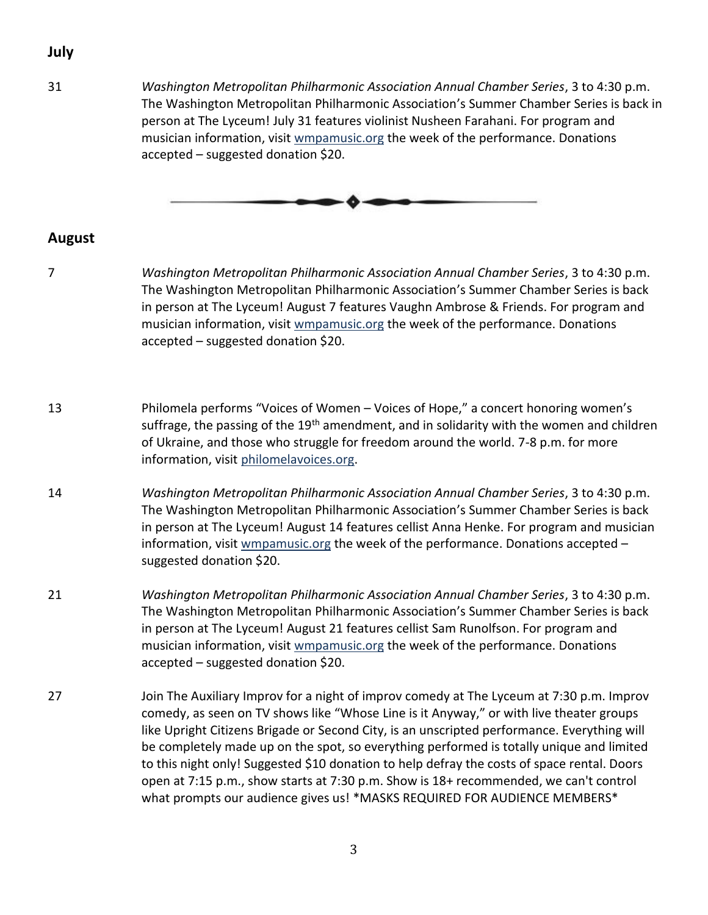## July

31 *Washington Metropolitan Philharmonic Association Annual Chamber Series*, 3 to 4:30 p.m. The Washington Metropolitan Philharmonic Association's Summer Chamber Series is back in person at The Lyceum! July 31 features violinist Nusheen Farahani. For program and musician information, visit wmpamusic.org the week of the performance. Donations accepted – suggested donation $20.

## August

7 *Washington Metropolitan Philharmonic Association Annual Chamber Series*, 3 to 4:30 p.m. The Washington Metropolitan Philharmonic Association's Summer Chamber Series is back in person at The Lyceum! August 7 features Vaughn Ambrose & Friends. For program and musician information, visit wmpamusic.org the week of the performance. Donations accepted – suggested donation $20.

13 Philomela performs "Voices of Women – Voices of Hope," a concert honoring women's suffrage, the passing of the 19th amendment, and in solidarity with the women and children of Ukraine, and those who struggle for freedom around the world. 7-8 p.m. for more information, visit philomelavoices.org.

14 *Washington Metropolitan Philharmonic Association Annual Chamber Series*, 3 to 4:30 p.m. The Washington Metropolitan Philharmonic Association's Summer Chamber Series is back in person at The Lyceum! August 14 features cellist Anna Henke. For program and musician information, visit wmpamusic.org the week of the performance. Donations accepted – suggested donation $20.

21 *Washington Metropolitan Philharmonic Association Annual Chamber Series*, 3 to 4:30 p.m. The Washington Metropolitan Philharmonic Association's Summer Chamber Series is back in person at The Lyceum! August 21 features cellist Sam Runolfson. For program and musician information, visit wmpamusic.org the week of the performance. Donations accepted – suggested donation $20.

27 Join The Auxiliary Improv for a night of improv comedy at The Lyceum at 7:30 p.m. Improv comedy, as seen on TV shows like "Whose Line is it Anyway," or with live theater groups like Upright Citizens Brigade or Second City, is an unscripted performance. Everything will be completely made up on the spot, so everything performed is totally unique and limited to this night only! Suggested $10 donation to help defray the costs of space rental. Doors open at 7:15 p.m., show starts at 7:30 p.m. Show is 18+ recommended, we can't control what prompts our audience gives us! *MASKS REQUIRED FOR AUDIENCE MEMBERS*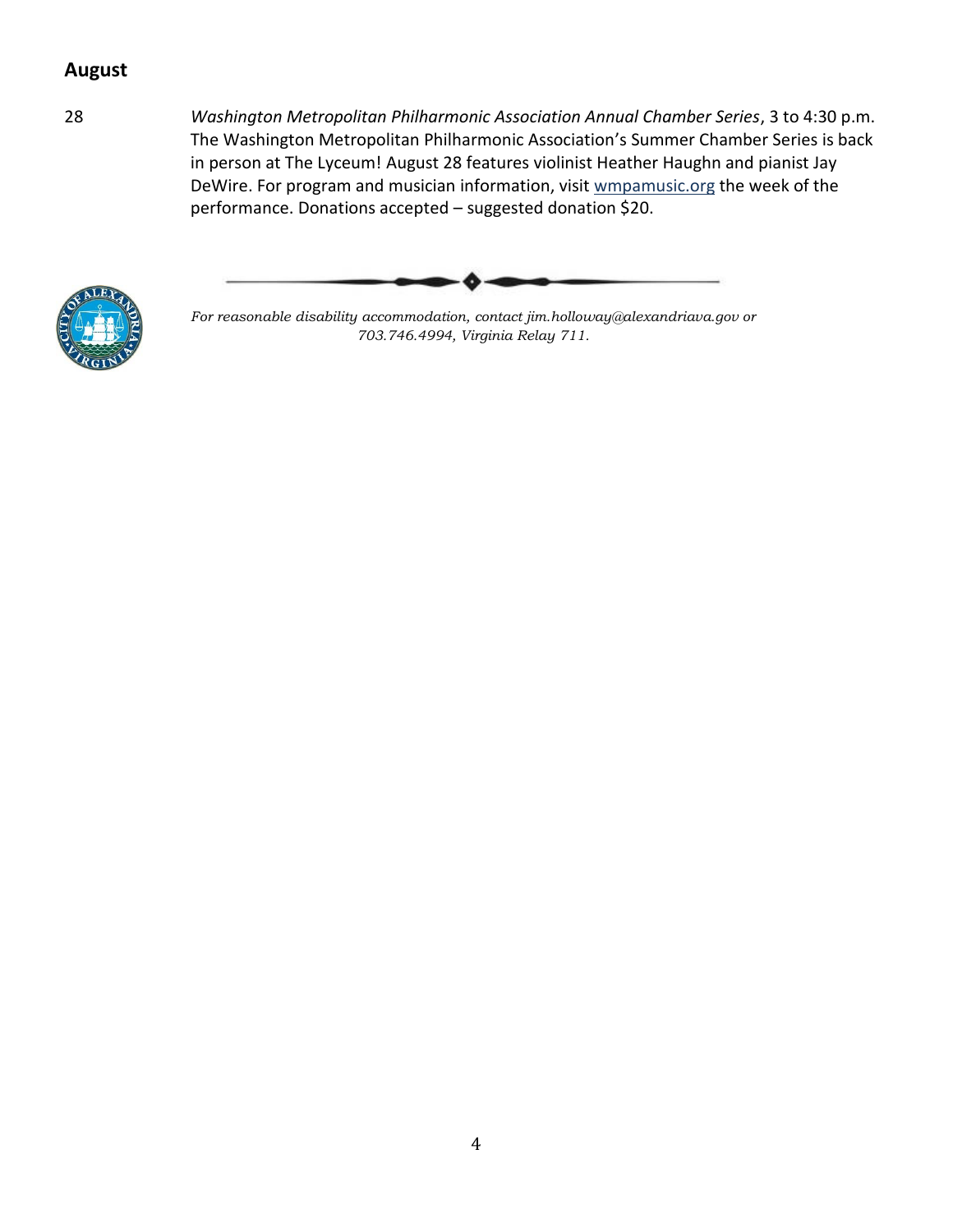## August

28 *Washington Metropolitan Philharmonic Association Annual Chamber Series*, 3 to 4:30 p.m. The Washington Metropolitan Philharmonic Association's Summer Chamber Series is back in person at The Lyceum! August 28 features violinist Heather Haughn and pianist Jay DeWire. For program and musician information, visit wmpamusic.org the week of the performance. Donations accepted – suggested donation $20.

*For reasonable disability accommodation, contact jim.holloway@alexandriava.gov or 703.746.4994, Virginia Relay 711.*